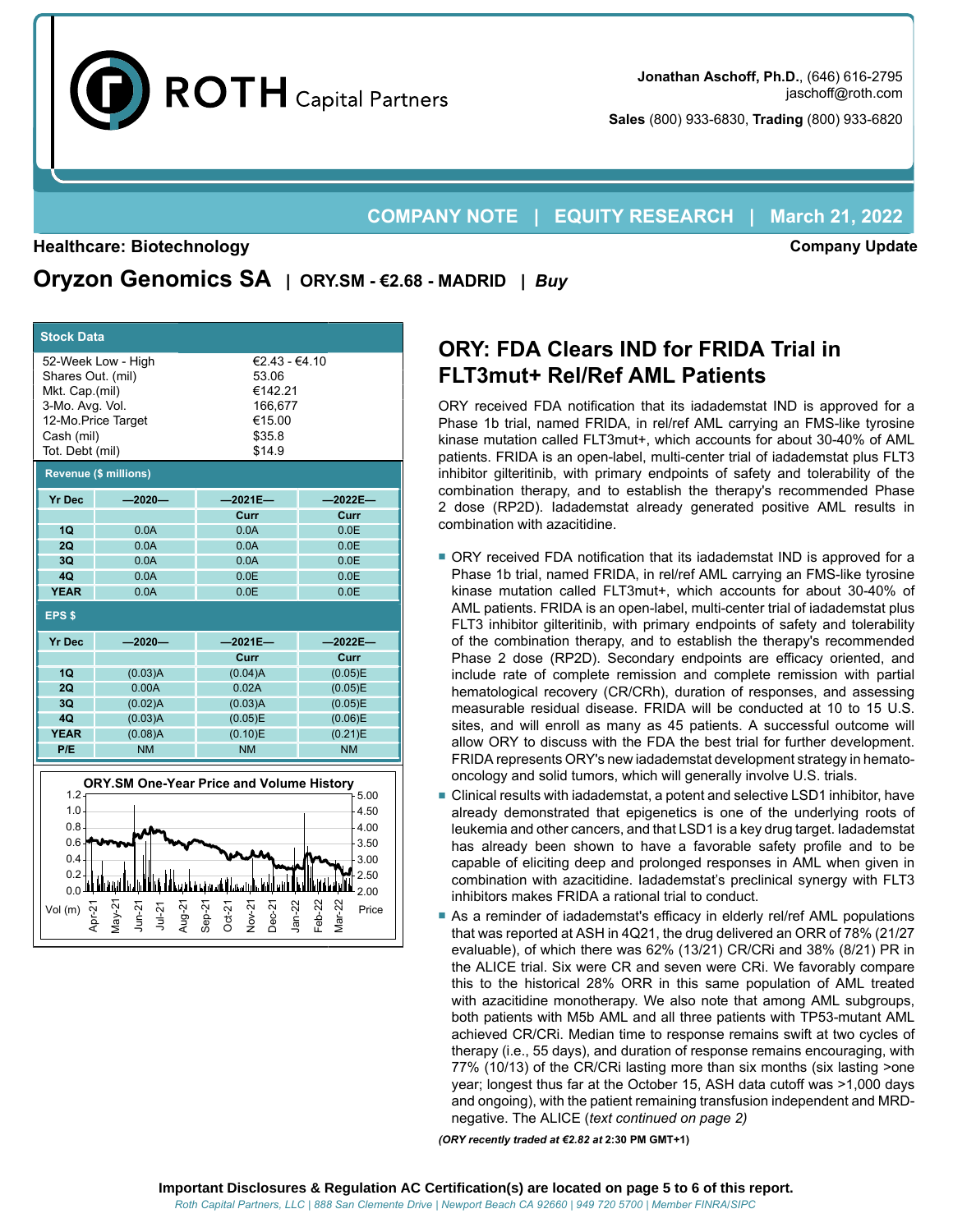ROTH Capital Partners

**Jonathan Aschoff, Ph.D.**, (646) 616-2795
jaschoff@roth.com

**Sales** (800) 933-6830, **Trading** (800) 933-6820

**COMPANY NOTE | EQUITY RESEARCH | March 21, 2022**

**Healthcare: Biotechnology** — **Company Update**

# Oryzon Genomics SA | ORY.SM - €2.68 - MADRID | *Buy*

| Stock Data | |
|---|---|
| 52-Week Low - High | €2.43 - €4.10 |
| Shares Out. (mil) | 53.06 |
| Mkt. Cap.(mil) | €142.21 |
| 3-Mo. Avg. Vol. | 166,677 |
| 12-Mo.Price Target | €15.00 |
| Cash (mil) | $35.8 |
| Tot. Debt (mil) | $14.9 |

**Revenue ($ millions)**

| Yr Dec | —2020— | —2021E— | —2022E— |
|---|---|---|---|
| | | Curr | Curr |
| 1Q | 0.0A | 0.0A | 0.0E |
| 2Q | 0.0A | 0.0A | 0.0E |
| 3Q | 0.0A | 0.0A | 0.0E |
| 4Q | 0.0A | 0.0E | 0.0E |
| YEAR | 0.0A | 0.0E | 0.0E |

**EPS $**

| Yr Dec | —2020— | —2021E— | —2022E— |
|---|---|---|---|
| | | Curr | Curr |
| 1Q | (0.03)A | (0.04)A | (0.05)E |
| 2Q | 0.00A | 0.02A | (0.05)E |
| 3Q | (0.02)A | (0.03)A | (0.05)E |
| 4Q | (0.03)A | (0.05)E | (0.06)E |
| YEAR | (0.08)A | (0.10)E | (0.21)E |
| P/E | NM | NM | NM |

**ORY.SM One-Year Price and Volume History**

## ORY: FDA Clears IND for FRIDA Trial in FLT3mut+ Rel/Ref AML Patients

ORY received FDA notification that its iadademstat IND is approved for a Phase 1b trial, named FRIDA, in rel/ref AML carrying an FMS-like tyrosine kinase mutation called FLT3mut+, which accounts for about 30-40% of AML patients. FRIDA is an open-label, multi-center trial of iadademstat plus FLT3 inhibitor gilteritinib, with primary endpoints of safety and tolerability of the combination therapy, and to establish the therapy's recommended Phase 2 dose (RP2D). Iadademstat already generated positive AML results in combination with azacitidine.

- ORY received FDA notification that its iadademstat IND is approved for a Phase 1b trial, named FRIDA, in rel/ref AML carrying an FMS-like tyrosine kinase mutation called FLT3mut+, which accounts for about 30-40% of AML patients. FRIDA is an open-label, multi-center trial of iadademstat plus FLT3 inhibitor gilteritinib, with primary endpoints of safety and tolerability of the combination therapy, and to establish the therapy's recommended Phase 2 dose (RP2D). Secondary endpoints are efficacy oriented, and include rate of complete remission and complete remission with partial hematological recovery (CR/CRh), duration of responses, and assessing measurable residual disease. FRIDA will be conducted at 10 to 15 U.S. sites, and will enroll as many as 45 patients. A successful outcome will allow ORY to discuss with the FDA the best trial for further development. FRIDA represents ORY's new iadademstat development strategy in hemato-oncology and solid tumors, which will generally involve U.S. trials.
- Clinical results with iadademstat, a potent and selective LSD1 inhibitor, have already demonstrated that epigenetics is one of the underlying roots of leukemia and other cancers, and that LSD1 is a key drug target. Iadademstat has already been shown to have a favorable safety profile and to be capable of eliciting deep and prolonged responses in AML when given in combination with azacitidine. Iadademstat's preclinical synergy with FLT3 inhibitors makes FRIDA a rational trial to conduct.
- As a reminder of iadademstat's efficacy in elderly rel/ref AML populations that was reported at ASH in 4Q21, the drug delivered an ORR of 78% (21/27 evaluable), of which there was 62% (13/21) CR/CRi and 38% (8/21) PR in the ALICE trial. Six were CR and seven were CRi. We favorably compare this to the historical 28% ORR in this same population of AML treated with azacitidine monotherapy. We also note that among AML subgroups, both patients with M5b AML and all three patients with TP53-mutant AML achieved CR/CRi. Median time to response remains swift at two cycles of therapy (i.e., 55 days), and duration of response remains encouraging, with 77% (10/13) of the CR/CRi lasting more than six months (six lasting >one year; longest thus far at the October 15, ASH data cutoff was >1,000 days and ongoing), with the patient remaining transfusion independent and MRD-negative. The ALICE (*text continued on page 2)*

***(ORY recently traded at €2.82 at* 2:30 PM GMT+1)**

**Important Disclosures & Regulation AC Certification(s) are located on page 5 to 6 of this report.**

*Roth Capital Partners, LLC | 888 San Clemente Drive | Newport Beach CA 92660 | 949 720 5700 | Member FINRA/SIPC*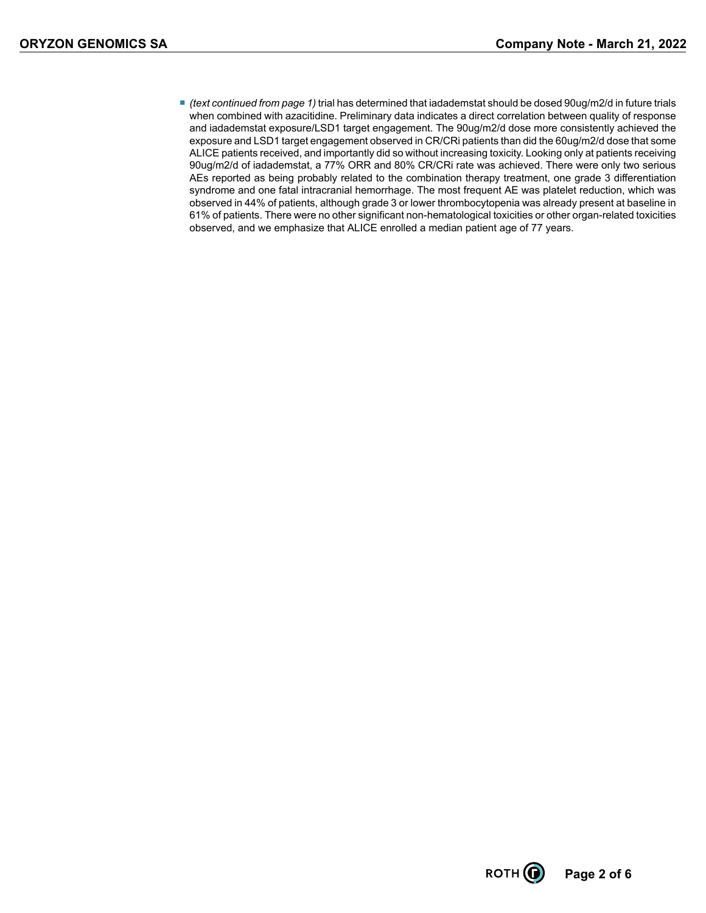- *(text continued from page 1)* trial has determined that iadademstat should be dosed 90ug/m2/d in future trials when combined with azacitidine. Preliminary data indicates a direct correlation between quality of response and iadademstat exposure/LSD1 target engagement. The 90ug/m2/d dose more consistently achieved the exposure and LSD1 target engagement observed in CR/CRi patients than did the 60ug/m2/d dose that some ALICE patients received, and importantly did so without increasing toxicity. Looking only at patients receiving 90ug/m2/d of iadademstat, a 77% ORR and 80% CR/CRi rate was achieved. There were only two serious AEs reported as being probably related to the combination therapy treatment, one grade 3 differentiation syndrome and one fatal intracranial hemorrhage. The most frequent AE was platelet reduction, which was observed in 44% of patients, although grade 3 or lower thrombocytopenia was already present at baseline in 61% of patients. There were no other significant non-hematological toxicities or other organ-related toxicities observed, and we emphasize that ALICE enrolled a median patient age of 77 years.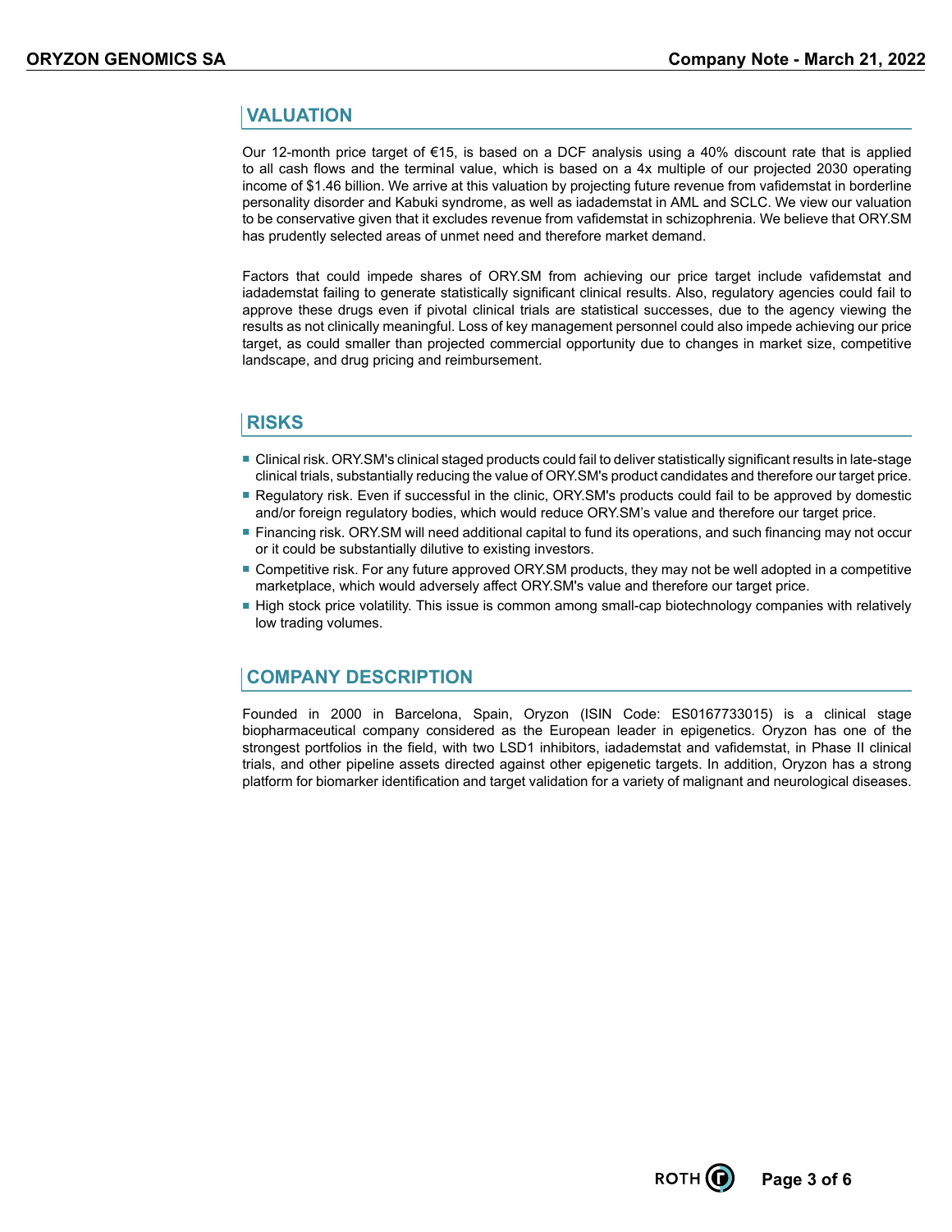## VALUATION

Our 12-month price target of €15, is based on a DCF analysis using a 40% discount rate that is applied to all cash flows and the terminal value, which is based on a 4x multiple of our projected 2030 operating income of $1.46 billion. We arrive at this valuation by projecting future revenue from vafidemstat in borderline personality disorder and Kabuki syndrome, as well as iadademstat in AML and SCLC. We view our valuation to be conservative given that it excludes revenue from vafidemstat in schizophrenia. We believe that ORY.SM has prudently selected areas of unmet need and therefore market demand.

Factors that could impede shares of ORY.SM from achieving our price target include vafidemstat and iadademstat failing to generate statistically significant clinical results. Also, regulatory agencies could fail to approve these drugs even if pivotal clinical trials are statistical successes, due to the agency viewing the results as not clinically meaningful. Loss of key management personnel could also impede achieving our price target, as could smaller than projected commercial opportunity due to changes in market size, competitive landscape, and drug pricing and reimbursement.

## RISKS

- Clinical risk. ORY.SM's clinical staged products could fail to deliver statistically significant results in late-stage clinical trials, substantially reducing the value of ORY.SM's product candidates and therefore our target price.
- Regulatory risk. Even if successful in the clinic, ORY.SM's products could fail to be approved by domestic and/or foreign regulatory bodies, which would reduce ORY.SM's value and therefore our target price.
- Financing risk. ORY.SM will need additional capital to fund its operations, and such financing may not occur or it could be substantially dilutive to existing investors.
- Competitive risk. For any future approved ORY.SM products, they may not be well adopted in a competitive marketplace, which would adversely affect ORY.SM's value and therefore our target price.
- High stock price volatility. This issue is common among small-cap biotechnology companies with relatively low trading volumes.

## COMPANY DESCRIPTION

Founded in 2000 in Barcelona, Spain, Oryzon (ISIN Code: ES0167733015) is a clinical stage biopharmaceutical company considered as the European leader in epigenetics. Oryzon has one of the strongest portfolios in the field, with two LSD1 inhibitors, iadademstat and vafidemstat, in Phase II clinical trials, and other pipeline assets directed against other epigenetic targets. In addition, Oryzon has a strong platform for biomarker identification and target validation for a variety of malignant and neurological diseases.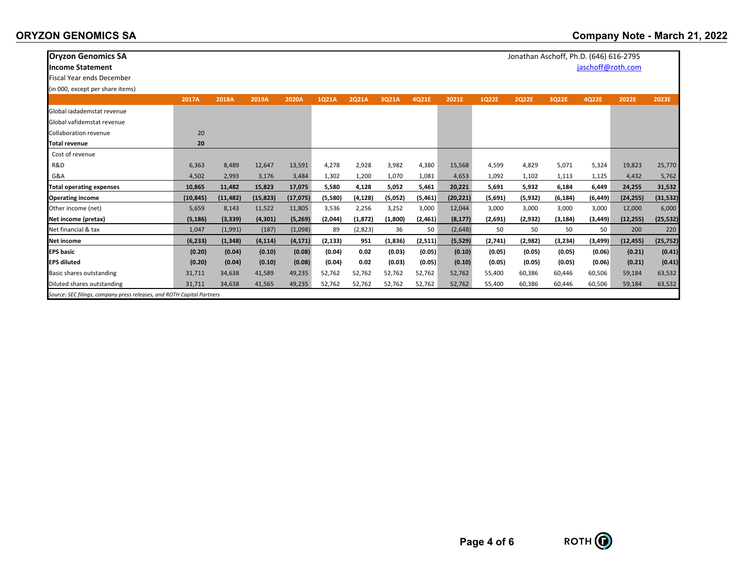**Oryzon Genomics SA**
**Income Statement**
Fiscal Year ends December
(in 000, except per share items)

Jonathan Aschoff, Ph.D. (646) 616-2795
jaschoff@roth.com

| | 2017A | 2018A | 2019A | 2020A | 1Q21A | 2Q21A | 3Q21A | 4Q21E | 2021E | 1Q22E | 2Q22E | 3Q22E | 4Q22E | 2022E | 2023E |
|---|---|---|---|---|---|---|---|---|---|---|---|---|---|---|---|
| Global iadademstat revenue | | | | | | | | | | | | | | | |
| Global vafidemstat revenue | | | | | | | | | | | | | | | |
| Collaboration revenue | 20 | | | | | | | | | | | | | | |
| **Total revenue** | **20** | | | | | | | | | | | | | | |
| Cost of revenue | | | | | | | | | | | | | | | |
| R&D | 6,363 | 8,489 | 12,647 | 13,591 | 4,278 | 2,928 | 3,982 | 4,380 | 15,568 | 4,599 | 4,829 | 5,071 | 5,324 | 19,823 | 25,770 |
| G&A | 4,502 | 2,993 | 3,176 | 3,484 | 1,302 | 1,200 | 1,070 | 1,081 | 4,653 | 1,092 | 1,102 | 1,113 | 1,125 | 4,432 | 5,762 |
| **Total operating expenses** | **10,865** | **11,482** | **15,823** | **17,075** | **5,580** | **4,128** | **5,052** | **5,461** | **20,221** | **5,691** | **5,932** | **6,184** | **6,449** | **24,255** | **31,532** |
| **Operating income** | **(10,845)** | **(11,482)** | **(15,823)** | **(17,075)** | **(5,580)** | **(4,128)** | **(5,052)** | **(5,461)** | **(20,221)** | **(5,691)** | **(5,932)** | **(6,184)** | **(6,449)** | **(24,255)** | **(31,532)** |
| Other income (net) | 5,659 | 8,143 | 11,522 | 11,805 | 3,536 | 2,256 | 3,252 | 3,000 | 12,044 | 3,000 | 3,000 | 3,000 | 3,000 | 12,000 | 6,000 |
| **Net income (pretax)** | **(5,186)** | **(3,339)** | **(4,301)** | **(5,269)** | **(2,044)** | **(1,872)** | **(1,800)** | **(2,461)** | **(8,177)** | **(2,691)** | **(2,932)** | **(3,184)** | **(3,449)** | **(12,255)** | **(25,532)** |
| Net financial & tax | 1,047 | (1,991) | (187) | (1,098) | 89 | (2,823) | 36 | 50 | (2,648) | 50 | 50 | 50 | 50 | 200 | 220 |
| **Net income** | **(6,233)** | **(1,348)** | **(4,114)** | **(4,171)** | **(2,133)** | **951** | **(1,836)** | **(2,511)** | **(5,529)** | **(2,741)** | **(2,982)** | **(3,234)** | **(3,499)** | **(12,455)** | **(25,752)** |
| **EPS basic** | **(0.20)** | **(0.04)** | **(0.10)** | **(0.08)** | **(0.04)** | **0.02** | **(0.03)** | **(0.05)** | **(0.10)** | **(0.05)** | **(0.05)** | **(0.05)** | **(0.06)** | **(0.21)** | **(0.41)** |
| **EPS diluted** | **(0.20)** | **(0.04)** | **(0.10)** | **(0.08)** | **(0.04)** | **0.02** | **(0.03)** | **(0.05)** | **(0.10)** | **(0.05)** | **(0.05)** | **(0.05)** | **(0.06)** | **(0.21)** | **(0.41)** |
| Basic shares outstanding | 31,711 | 34,638 | 41,589 | 49,235 | 52,762 | 52,762 | 52,762 | 52,762 | 52,762 | 55,400 | 60,386 | 60,446 | 60,506 | 59,184 | 63,532 |
| Diluted shares outstanding | 31,711 | 34,638 | 41,565 | 49,235 | 52,762 | 52,762 | 52,762 | 52,762 | 52,762 | 55,400 | 60,386 | 60,446 | 60,506 | 59,184 | 63,532 |

*Source: SEC filings, company press releases, and ROTH Capital Partners*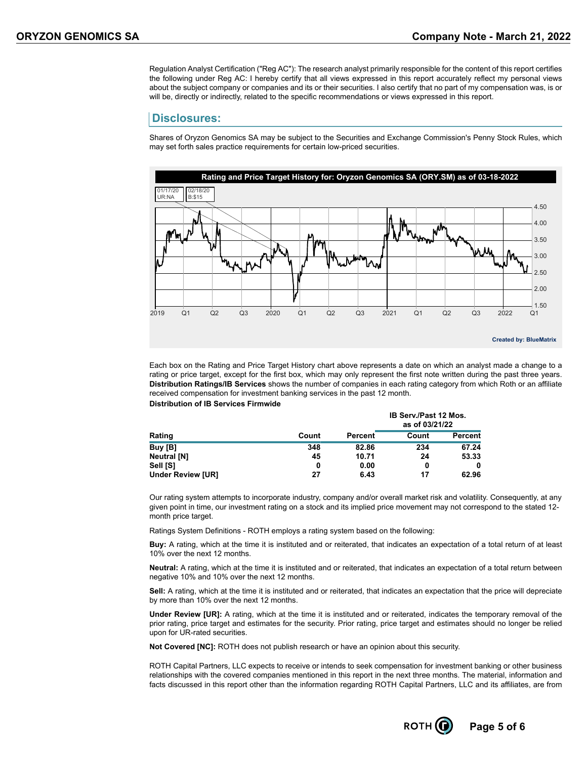Regulation Analyst Certification ("Reg AC"): The research analyst primarily responsible for the content of this report certifies the following under Reg AC: I hereby certify that all views expressed in this report accurately reflect my personal views about the subject company or companies and its or their securities. I also certify that no part of my compensation was, is or will be, directly or indirectly, related to the specific recommendations or views expressed in this report.

## Disclosures:

Shares of Oryzon Genomics SA may be subject to the Securities and Exchange Commission's Penny Stock Rules, which may set forth sales practice requirements for certain low-priced securities.

**Rating and Price Target History for: Oryzon Genomics SA (ORY.SM) as of 03-18-2022**

01/17/20 UR:NA

02/18/20 B:$15

Created by: BlueMatrix

Each box on the Rating and Price Target History chart above represents a date on which an analyst made a change to a rating or price target, except for the first box, which may only represent the first note written during the past three years. **Distribution Ratings/IB Services** shows the number of companies in each rating category from which Roth or an affiliate received compensation for investment banking services in the past 12 month.

**Distribution of IB Services Firmwide**

| | | | IB Serv./Past 12 Mos. as of 03/21/22 | |
|---|---|---|---|---|
| **Rating** | **Count** | **Percent** | **Count** | **Percent** |
| **Buy [B]** | **348** | **82.86** | **234** | **67.24** |
| **Neutral [N]** | **45** | **10.71** | **24** | **53.33** |
| **Sell [S]** | **0** | **0.00** | **0** | **0** |
| **Under Review [UR]** | **27** | **6.43** | **17** | **62.96** |

Our rating system attempts to incorporate industry, company and/or overall market risk and volatility. Consequently, at any given point in time, our investment rating on a stock and its implied price movement may not correspond to the stated 12-month price target.

Ratings System Definitions - ROTH employs a rating system based on the following:

**Buy:** A rating, which at the time it is instituted and or reiterated, that indicates an expectation of a total return of at least 10% over the next 12 months.

**Neutral:** A rating, which at the time it is instituted and or reiterated, that indicates an expectation of a total return between negative 10% and 10% over the next 12 months.

**Sell:** A rating, which at the time it is instituted and or reiterated, that indicates an expectation that the price will depreciate by more than 10% over the next 12 months.

**Under Review [UR]:** A rating, which at the time it is instituted and or reiterated, indicates the temporary removal of the prior rating, price target and estimates for the security. Prior rating, price target and estimates should no longer be relied upon for UR-rated securities.

**Not Covered [NC]:** ROTH does not publish research or have an opinion about this security.

ROTH Capital Partners, LLC expects to receive or intends to seek compensation for investment banking or other business relationships with the covered companies mentioned in this report in the next three months. The material, information and facts discussed in this report other than the information regarding ROTH Capital Partners, LLC and its affiliates, are from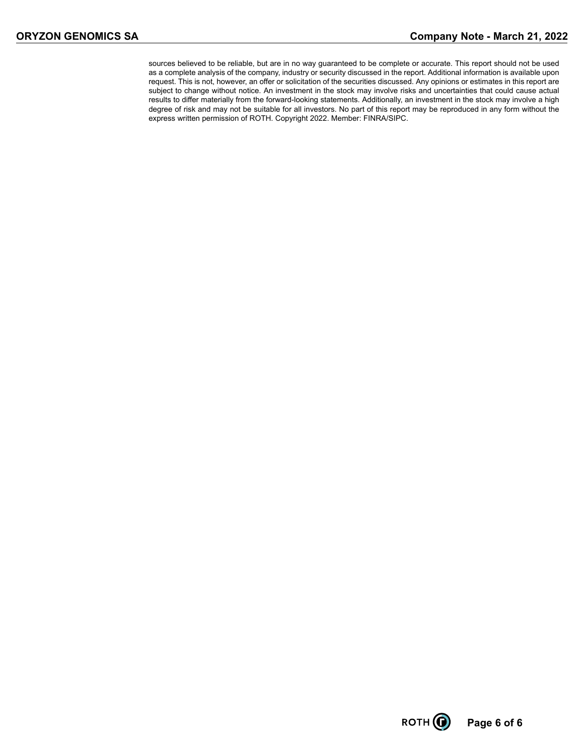sources believed to be reliable, but are in no way guaranteed to be complete or accurate. This report should not be used as a complete analysis of the company, industry or security discussed in the report. Additional information is available upon request. This is not, however, an offer or solicitation of the securities discussed. Any opinions or estimates in this report are subject to change without notice. An investment in the stock may involve risks and uncertainties that could cause actual results to differ materially from the forward-looking statements. Additionally, an investment in the stock may involve a high degree of risk and may not be suitable for all investors. No part of this report may be reproduced in any form without the express written permission of ROTH. Copyright 2022. Member: FINRA/SIPC.